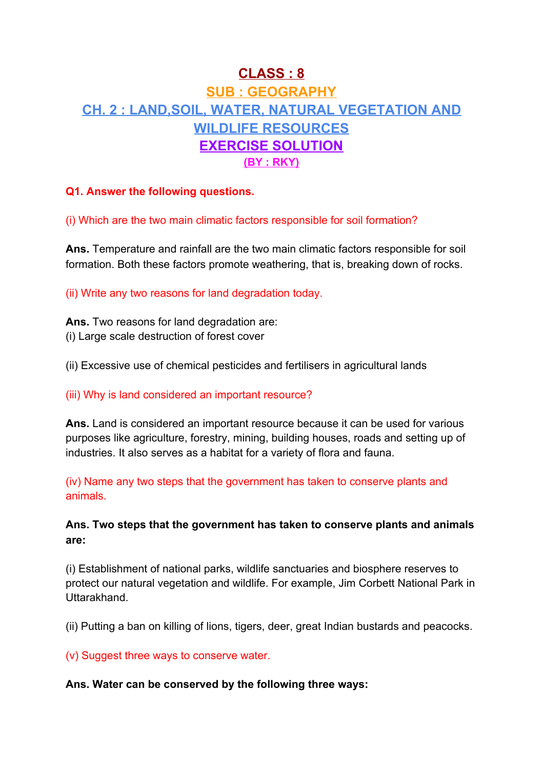# CLASS : 8

## SUB : GEOGRAPHY

## CH. 2 : LAND,SOIL, WATER, NATURAL VEGETATION AND WILDLIFE RESOURCES

## EXERCISE SOLUTION

**(BY : RKY)**

**Q1. Answer the following questions.**

(i) Which are the two main climatic factors responsible for soil formation?

**Ans.** Temperature and rainfall are the two main climatic factors responsible for soil formation. Both these factors promote weathering, that is, breaking down of rocks.

(ii) Write any two reasons for land degradation today.

**Ans.** Two reasons for land degradation are:
(i) Large scale destruction of forest cover

(ii) Excessive use of chemical pesticides and fertilisers in agricultural lands

(iii) Why is land considered an important resource?

**Ans.** Land is considered an important resource because it can be used for various purposes like agriculture, forestry, mining, building houses, roads and setting up of industries. It also serves as a habitat for a variety of flora and fauna.

(iv) Name any two steps that the government has taken to conserve plants and animals.

**Ans. Two steps that the government has taken to conserve plants and animals are:**

(i) Establishment of national parks, wildlife sanctuaries and biosphere reserves to protect our natural vegetation and wildlife. For example, Jim Corbett National Park in Uttarakhand.

(ii) Putting a ban on killing of lions, tigers, deer, great Indian bustards and peacocks.

(v) Suggest three ways to conserve water.

**Ans. Water can be conserved by the following three ways:**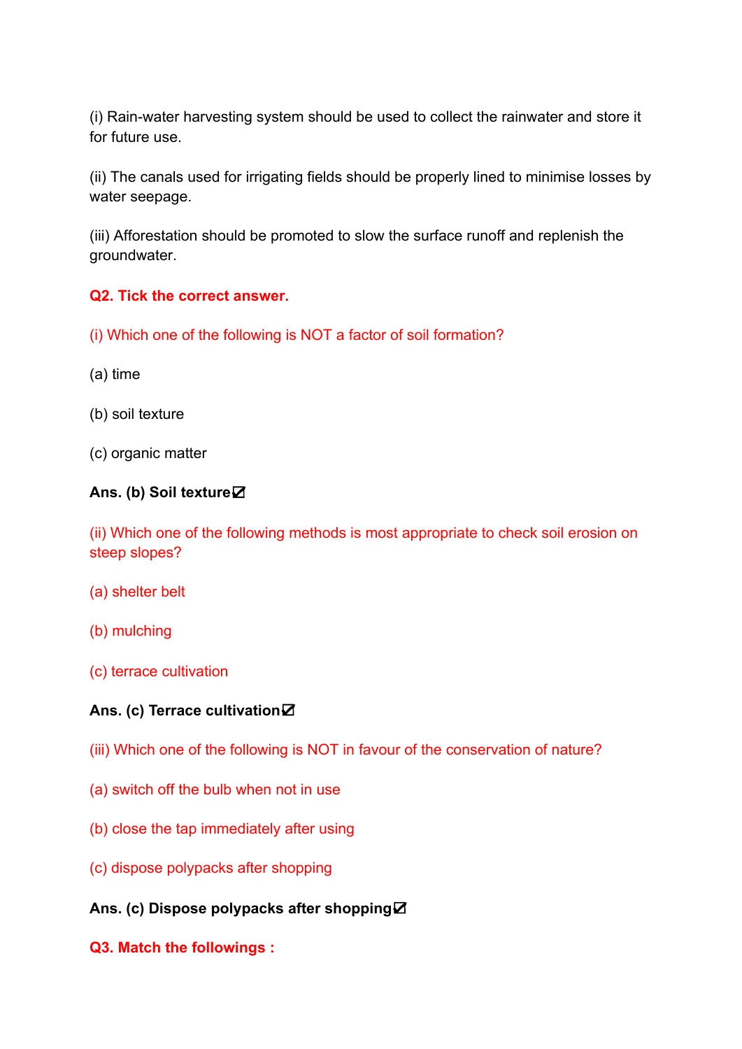(i) Rain-water harvesting system should be used to collect the rainwater and store it for future use.

(ii) The canals used for irrigating fields should be properly lined to minimise losses by water seepage.

(iii) Afforestation should be promoted to slow the surface runoff and replenish the groundwater.

**Q2. Tick the correct answer.**

(i) Which one of the following is NOT a factor of soil formation?

(a) time

(b) soil texture

(c) organic matter

**Ans. (b) Soil texture☑**

(ii) Which one of the following methods is most appropriate to check soil erosion on steep slopes?

(a) shelter belt

(b) mulching

(c) terrace cultivation

**Ans. (c) Terrace cultivation☑**

(iii) Which one of the following is NOT in favour of the conservation of nature?

(a) switch off the bulb when not in use

(b) close the tap immediately after using

(c) dispose polypacks after shopping

**Ans. (c) Dispose polypacks after shopping☑**

**Q3. Match the followings :**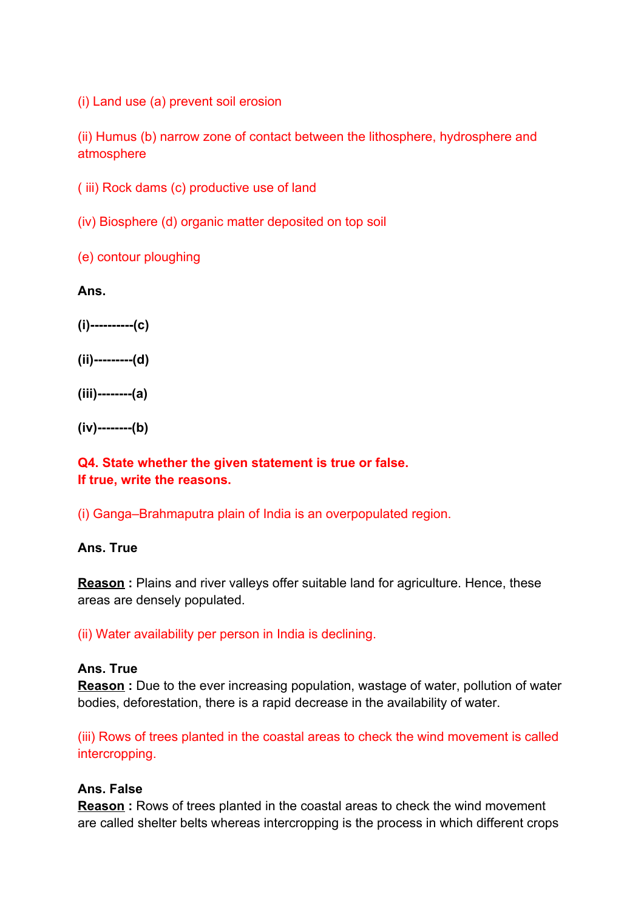(i) Land use (a) prevent soil erosion

(ii) Humus (b) narrow zone of contact between the lithosphere, hydrosphere and atmosphere

( iii) Rock dams (c) productive use of land

(iv) Biosphere (d) organic matter deposited on top soil

(e) contour ploughing

**Ans.**

**(i)----------(c)**

**(ii)---------(d)**

**(iii)--------(a)**

**(iv)--------(b)**

**Q4. State whether the given statement is true or false.**
**If true, write the reasons.**

(i) Ganga–Brahmaputra plain of India is an overpopulated region.

**Ans. True**

**<u>Reason</u> :** Plains and river valleys offer suitable land for agriculture. Hence, these areas are densely populated.

(ii) Water availability per person in India is declining.

**Ans. True**
**<u>Reason</u> :** Due to the ever increasing population, wastage of water, pollution of water bodies, deforestation, there is a rapid decrease in the availability of water.

(iii) Rows of trees planted in the coastal areas to check the wind movement is called intercropping.

**Ans. False**
**<u>Reason</u> :** Rows of trees planted in the coastal areas to check the wind movement are called shelter belts whereas intercropping is the process in which different crops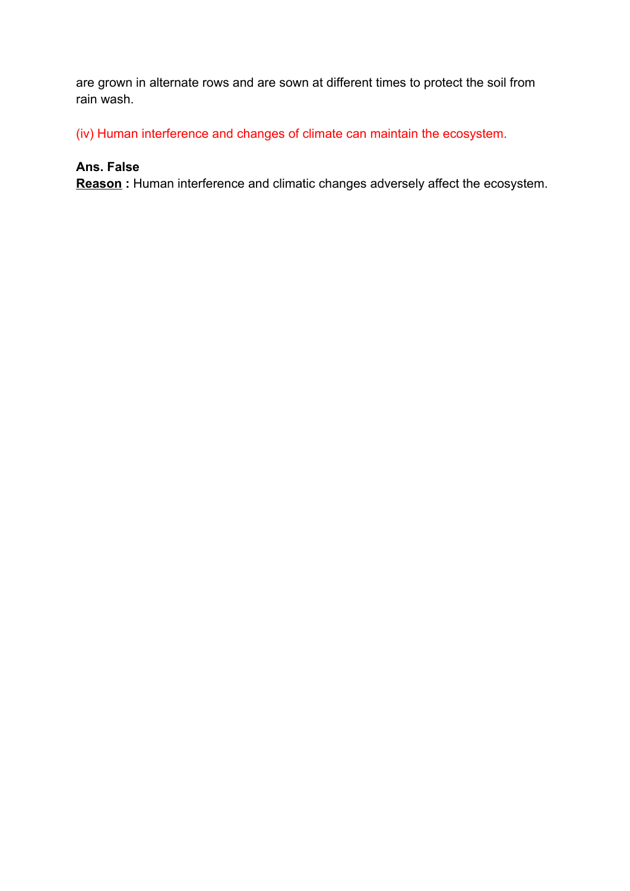are grown in alternate rows and are sown at different times to protect the soil from rain wash.

(iv) Human interference and changes of climate can maintain the ecosystem.

**Ans. False**
**Reason :** Human interference and climatic changes adversely affect the ecosystem.